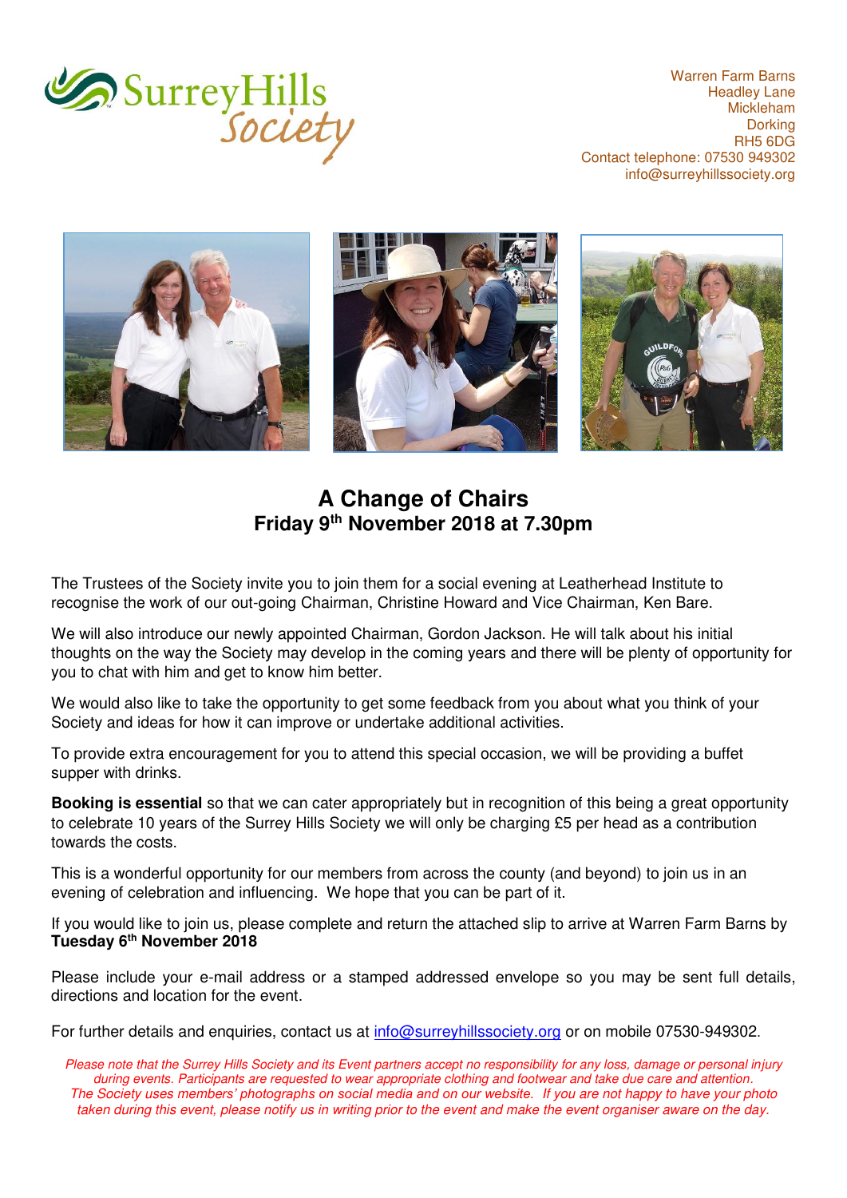Warren Farm Barns
Headley Lane
Mickleham
Dorking
RH5 6DG
Contact telephone: 07530 949302
info@surreyhillssociety.org

# A Change of Chairs

## Friday 9th November 2018 at 7.30pm

The Trustees of the Society invite you to join them for a social evening at Leatherhead Institute to recognise the work of our out-going Chairman, Christine Howard and Vice Chairman, Ken Bare.

We will also introduce our newly appointed Chairman, Gordon Jackson. He will talk about his initial thoughts on the way the Society may develop in the coming years and there will be plenty of opportunity for you to chat with him and get to know him better.

We would also like to take the opportunity to get some feedback from you about what you think of your Society and ideas for how it can improve or undertake additional activities.

To provide extra encouragement for you to attend this special occasion, we will be providing a buffet supper with drinks.

**Booking is essential** so that we can cater appropriately but in recognition of this being a great opportunity to celebrate 10 years of the Surrey Hills Society we will only be charging £5 per head as a contribution towards the costs.

This is a wonderful opportunity for our members from across the county (and beyond) to join us in an evening of celebration and influencing. We hope that you can be part of it.

If you would like to join us, please complete and return the attached slip to arrive at Warren Farm Barns by **Tuesday 6th November 2018**

Please include your e-mail address or a stamped addressed envelope so you may be sent full details, directions and location for the event.

For further details and enquiries, contact us at info@surreyhillssociety.org or on mobile 07530-949302.

*Please note that the Surrey Hills Society and its Event partners accept no responsibility for any loss, damage or personal injury during events. Participants are requested to wear appropriate clothing and footwear and take due care and attention. The Society uses members' photographs on social media and on our website. If you are not happy to have your photo taken during this event, please notify us in writing prior to the event and make the event organiser aware on the day.*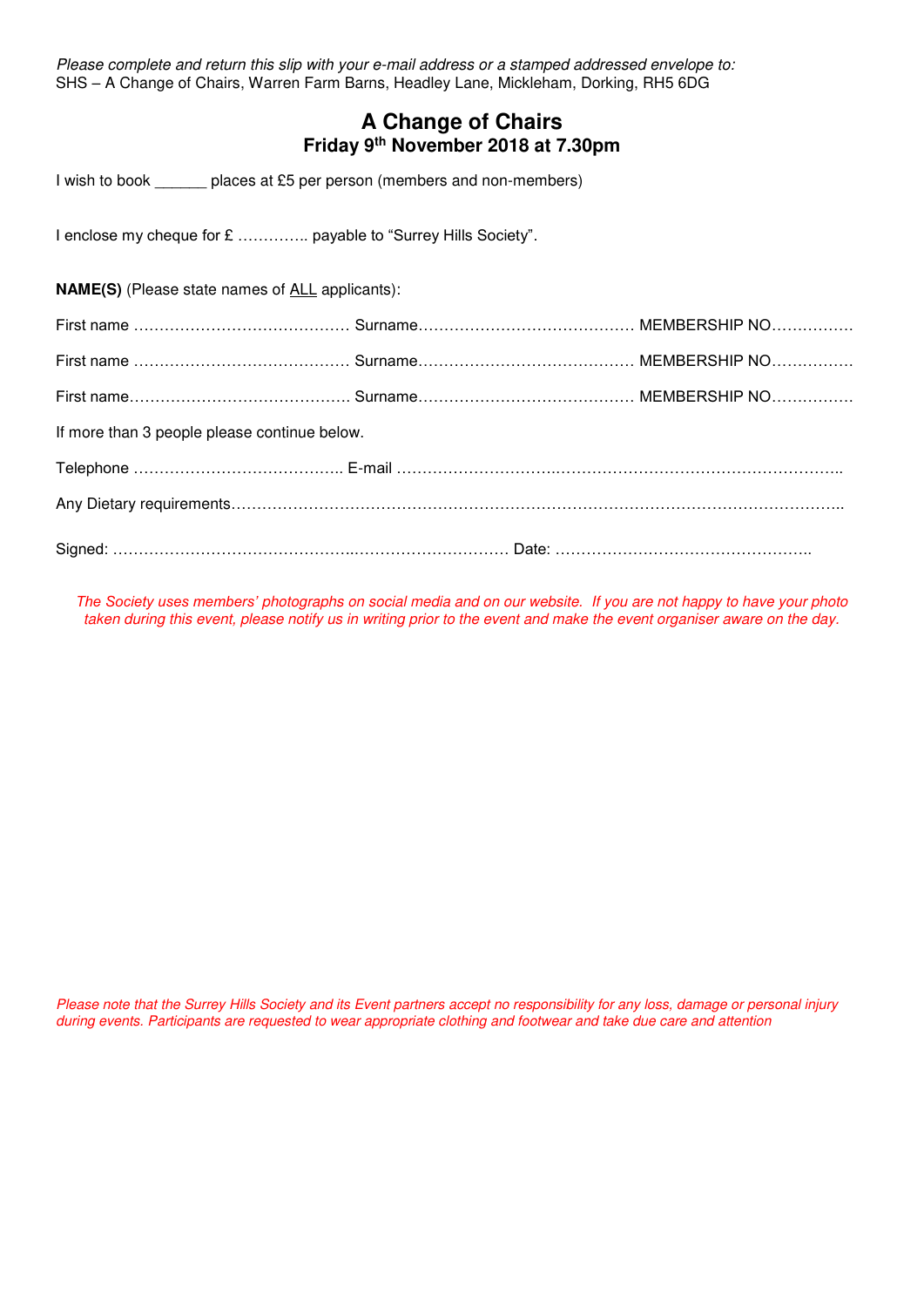*Please complete and return this slip with your e-mail address or a stamped addressed envelope to:*
SHS – A Change of Chairs, Warren Farm Barns, Headley Lane, Mickleham, Dorking, RH5 6DG

## A Change of Chairs
### Friday 9th November 2018 at 7.30pm

I wish to book ______ places at £5 per person (members and non-members)

I enclose my cheque for £ ………….. payable to "Surrey Hills Society".

**NAME(S)** (Please state names of ALL applicants):

First name …………………………………… Surname…………………………………… MEMBERSHIP NO…………….

First name …………………………………… Surname…………………………………… MEMBERSHIP NO…………….

First name……………………………………. Surname…………………………………… MEMBERSHIP NO…………….

If more than 3 people please continue below.

Telephone ………………………………….. E-mail …………………………..……………………………………………..

Any Dietary requirements……………………………………………………………………………………………………..

Signed: ……………………………………..………………………… Date: …………………………………………..

*The Society uses members' photographs on social media and on our website. If you are not happy to have your photo taken during this event, please notify us in writing prior to the event and make the event organiser aware on the day.*

*Please note that the Surrey Hills Society and its Event partners accept no responsibility for any loss, damage or personal injury during events. Participants are requested to wear appropriate clothing and footwear and take due care and attention*